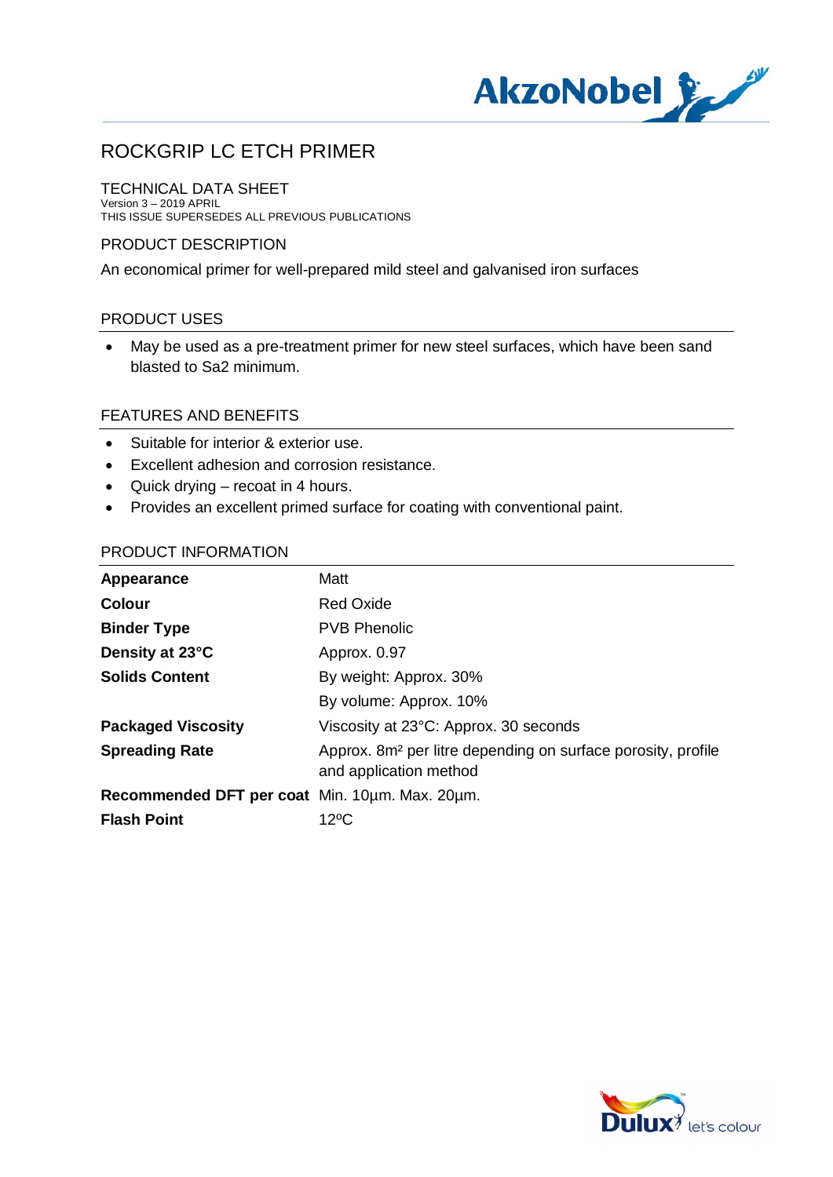# ROCKGRIP LC ETCH PRIMER

## TECHNICAL DATA SHEET

Version 3 – 2019 APRIL
THIS ISSUE SUPERSEDES ALL PREVIOUS PUBLICATIONS

## PRODUCT DESCRIPTION

An economical primer for well-prepared mild steel and galvanised iron surfaces

## PRODUCT USES

- May be used as a pre-treatment primer for new steel surfaces, which have been sand blasted to Sa2 minimum.

## FEATURES AND BENEFITS

- Suitable for interior & exterior use.
- Excellent adhesion and corrosion resistance.
- Quick drying – recoat in 4 hours.
- Provides an excellent primed surface for coating with conventional paint.

## PRODUCT INFORMATION

| | |
|---|---|
| **Appearance** | Matt |
| **Colour** | Red Oxide |
| **Binder Type** | PVB Phenolic |
| **Density at 23°C** | Approx. 0.97 |
| **Solids Content** | By weight: Approx. 30% |
| | By volume: Approx. 10% |
| **Packaged Viscosity** | Viscosity at 23°C: Approx. 30 seconds |
| **Spreading Rate** | Approx. 8m² per litre depending on surface porosity, profile and application method |
| **Recommended DFT per coat** | Min. 10µm. Max. 20µm. |
| **Flash Point** | 12ºC |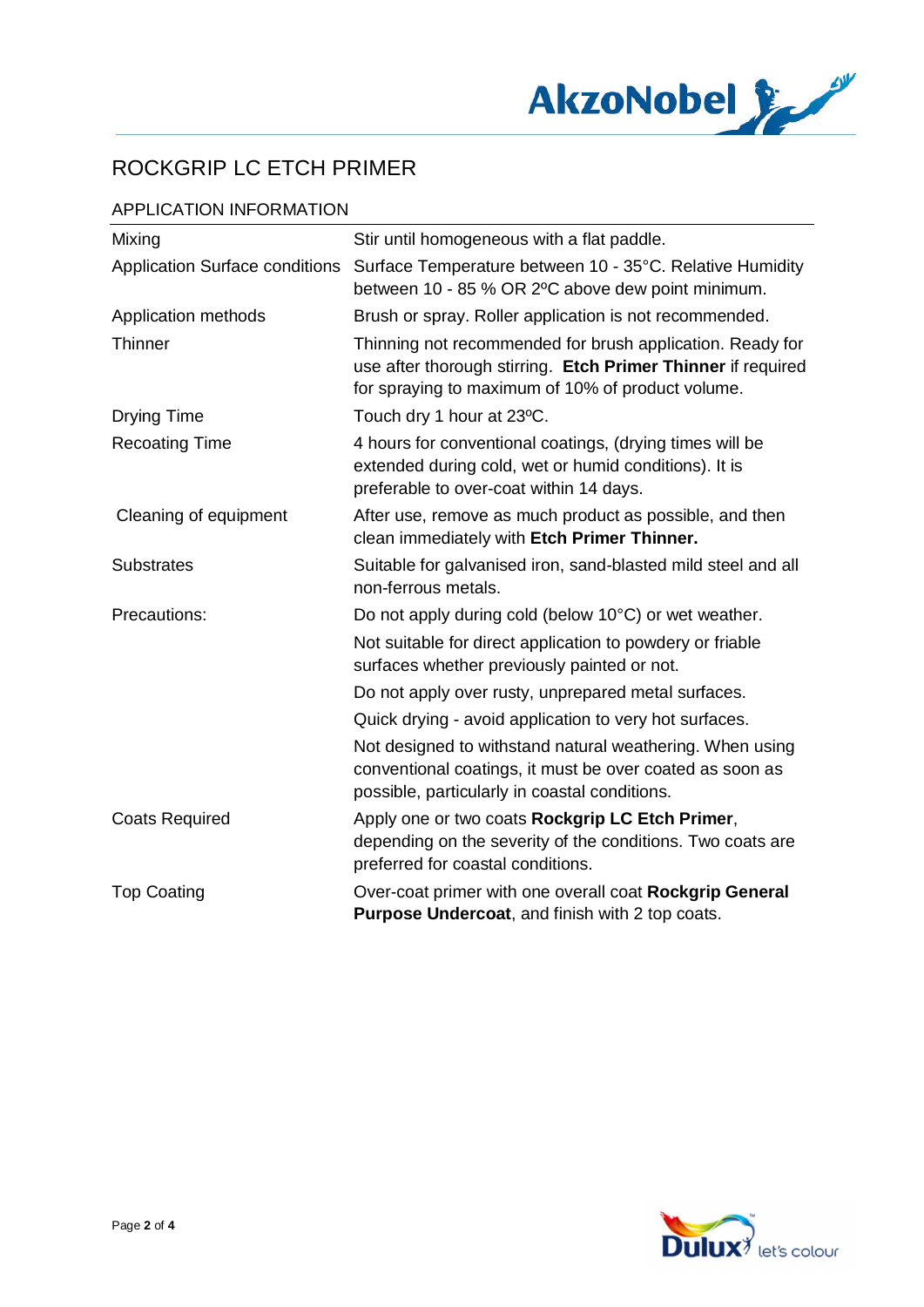# ROCKGRIP LC ETCH PRIMER

## APPLICATION INFORMATION

| | |
|---|---|
| Mixing | Stir until homogeneous with a flat paddle. |
| Application Surface conditions | Surface Temperature between 10 - 35°C. Relative Humidity between 10 - 85 % OR 2ºC above dew point minimum. |
| Application methods | Brush or spray. Roller application is not recommended. |
| Thinner | Thinning not recommended for brush application. Ready for use after thorough stirring. **Etch Primer Thinner** if required for spraying to maximum of 10% of product volume. |
| Drying Time | Touch dry 1 hour at 23ºC. |
| Recoating Time | 4 hours for conventional coatings, (drying times will be extended during cold, wet or humid conditions). It is preferable to over-coat within 14 days. |
| Cleaning of equipment | After use, remove as much product as possible, and then clean immediately with **Etch Primer Thinner.** |
| Substrates | Suitable for galvanised iron, sand-blasted mild steel and all non-ferrous metals. |
| Precautions: | Do not apply during cold (below 10°C) or wet weather. |
| | Not suitable for direct application to powdery or friable surfaces whether previously painted or not. |
| | Do not apply over rusty, unprepared metal surfaces. |
| | Quick drying - avoid application to very hot surfaces. |
| | Not designed to withstand natural weathering. When using conventional coatings, it must be over coated as soon as possible, particularly in coastal conditions. |
| Coats Required | Apply one or two coats **Rockgrip LC Etch Primer**, depending on the severity of the conditions. Two coats are preferred for coastal conditions. |
| Top Coating | Over-coat primer with one overall coat **Rockgrip General Purpose Undercoat**, and finish with 2 top coats. |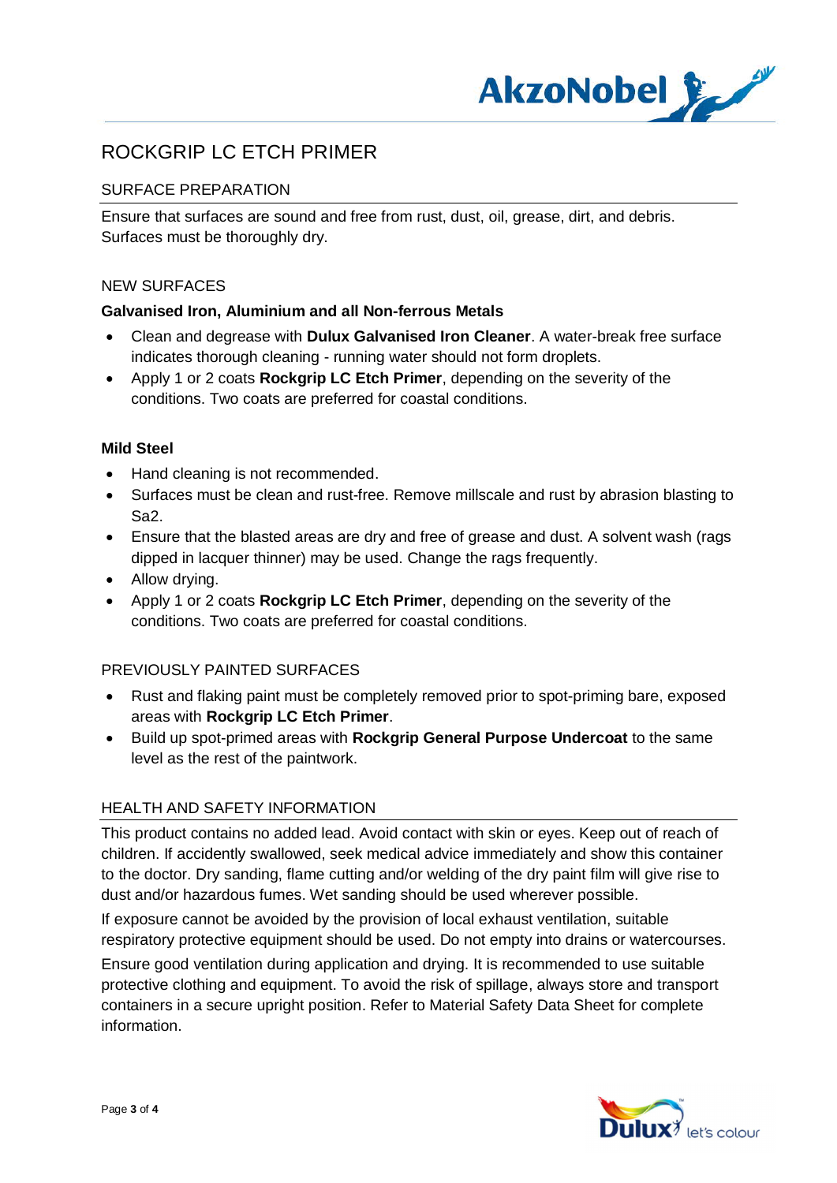# ROCKGRIP LC ETCH PRIMER

## SURFACE PREPARATION

Ensure that surfaces are sound and free from rust, dust, oil, grease, dirt, and debris. Surfaces must be thoroughly dry.

## NEW SURFACES

### Galvanised Iron, Aluminium and all Non-ferrous Metals

- Clean and degrease with **Dulux Galvanised Iron Cleaner**. A water-break free surface indicates thorough cleaning - running water should not form droplets.
- Apply 1 or 2 coats **Rockgrip LC Etch Primer**, depending on the severity of the conditions. Two coats are preferred for coastal conditions.

### Mild Steel

- Hand cleaning is not recommended.
- Surfaces must be clean and rust-free. Remove millscale and rust by abrasion blasting to Sa2.
- Ensure that the blasted areas are dry and free of grease and dust. A solvent wash (rags dipped in lacquer thinner) may be used. Change the rags frequently.
- Allow drying.
- Apply 1 or 2 coats **Rockgrip LC Etch Primer**, depending on the severity of the conditions. Two coats are preferred for coastal conditions.

## PREVIOUSLY PAINTED SURFACES

- Rust and flaking paint must be completely removed prior to spot-priming bare, exposed areas with **Rockgrip LC Etch Primer**.
- Build up spot-primed areas with **Rockgrip General Purpose Undercoat** to the same level as the rest of the paintwork.

## HEALTH AND SAFETY INFORMATION

This product contains no added lead. Avoid contact with skin or eyes. Keep out of reach of children. If accidently swallowed, seek medical advice immediately and show this container to the doctor. Dry sanding, flame cutting and/or welding of the dry paint film will give rise to dust and/or hazardous fumes. Wet sanding should be used wherever possible.

If exposure cannot be avoided by the provision of local exhaust ventilation, suitable respiratory protective equipment should be used. Do not empty into drains or watercourses.

Ensure good ventilation during application and drying. It is recommended to use suitable protective clothing and equipment. To avoid the risk of spillage, always store and transport containers in a secure upright position. Refer to Material Safety Data Sheet for complete information.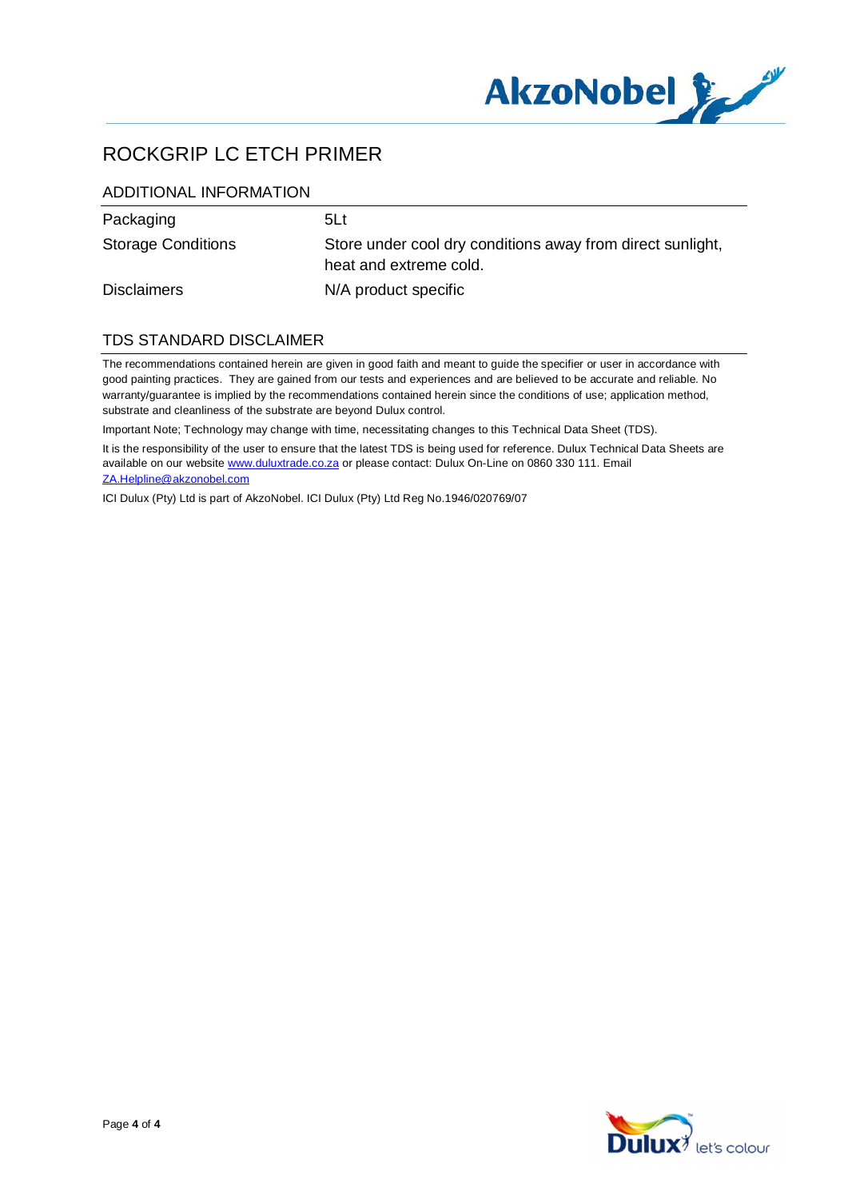# ROCKGRIP LC ETCH PRIMER

## ADDITIONAL INFORMATION

| | |
|---|---|
| Packaging | 5Lt |
| Storage Conditions | Store under cool dry conditions away from direct sunlight, heat and extreme cold. |
| Disclaimers | N/A product specific |

## TDS STANDARD DISCLAIMER

The recommendations contained herein are given in good faith and meant to guide the specifier or user in accordance with good painting practices. They are gained from our tests and experiences and are believed to be accurate and reliable. No warranty/guarantee is implied by the recommendations contained herein since the conditions of use; application method, substrate and cleanliness of the substrate are beyond Dulux control.

Important Note; Technology may change with time, necessitating changes to this Technical Data Sheet (TDS).

It is the responsibility of the user to ensure that the latest TDS is being used for reference. Dulux Technical Data Sheets are available on our website www.duluxtrade.co.za or please contact: Dulux On-Line on 0860 330 111. Email ZA.Helpline@akzonobel.com

ICI Dulux (Pty) Ltd is part of AkzoNobel. ICI Dulux (Pty) Ltd Reg No.1946/020769/07